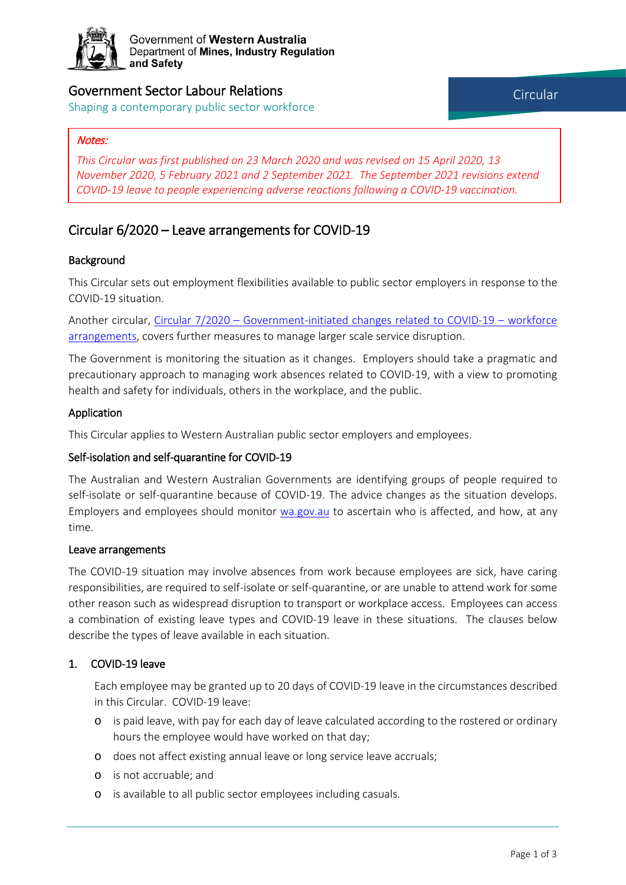Government of **Western Australia**
Department of **Mines, Industry Regulation and Safety**

Government Sector Labour Relations
Shaping a contemporary public sector workforce

Circular

*Notes:*

*This Circular was first published on 23 March 2020 and was revised on 15 April 2020, 13 November 2020, 5 February 2021 and 2 September 2021. The September 2021 revisions extend COVID-19 leave to people experiencing adverse reactions following a COVID-19 vaccination.*

# Circular 6/2020 – Leave arrangements for COVID-19

## Background

This Circular sets out employment flexibilities available to public sector employers in response to the COVID-19 situation.

Another circular, Circular 7/2020 – Government-initiated changes related to COVID-19 – workforce arrangements, covers further measures to manage larger scale service disruption.

The Government is monitoring the situation as it changes. Employers should take a pragmatic and precautionary approach to managing work absences related to COVID-19, with a view to promoting health and safety for individuals, others in the workplace, and the public.

## Application

This Circular applies to Western Australian public sector employers and employees.

## Self-isolation and self-quarantine for COVID-19

The Australian and Western Australian Governments are identifying groups of people required to self-isolate or self-quarantine because of COVID-19. The advice changes as the situation develops. Employers and employees should monitor wa.gov.au to ascertain who is affected, and how, at any time.

## Leave arrangements

The COVID-19 situation may involve absences from work because employees are sick, have caring responsibilities, are required to self-isolate or self-quarantine, or are unable to attend work for some other reason such as widespread disruption to transport or workplace access. Employees can access a combination of existing leave types and COVID-19 leave in these situations. The clauses below describe the types of leave available in each situation.

### 1. COVID-19 leave

Each employee may be granted up to 20 days of COVID-19 leave in the circumstances described in this Circular. COVID-19 leave:

- is paid leave, with pay for each day of leave calculated according to the rostered or ordinary hours the employee would have worked on that day;
- does not affect existing annual leave or long service leave accruals;
- is not accruable; and
- is available to all public sector employees including casuals.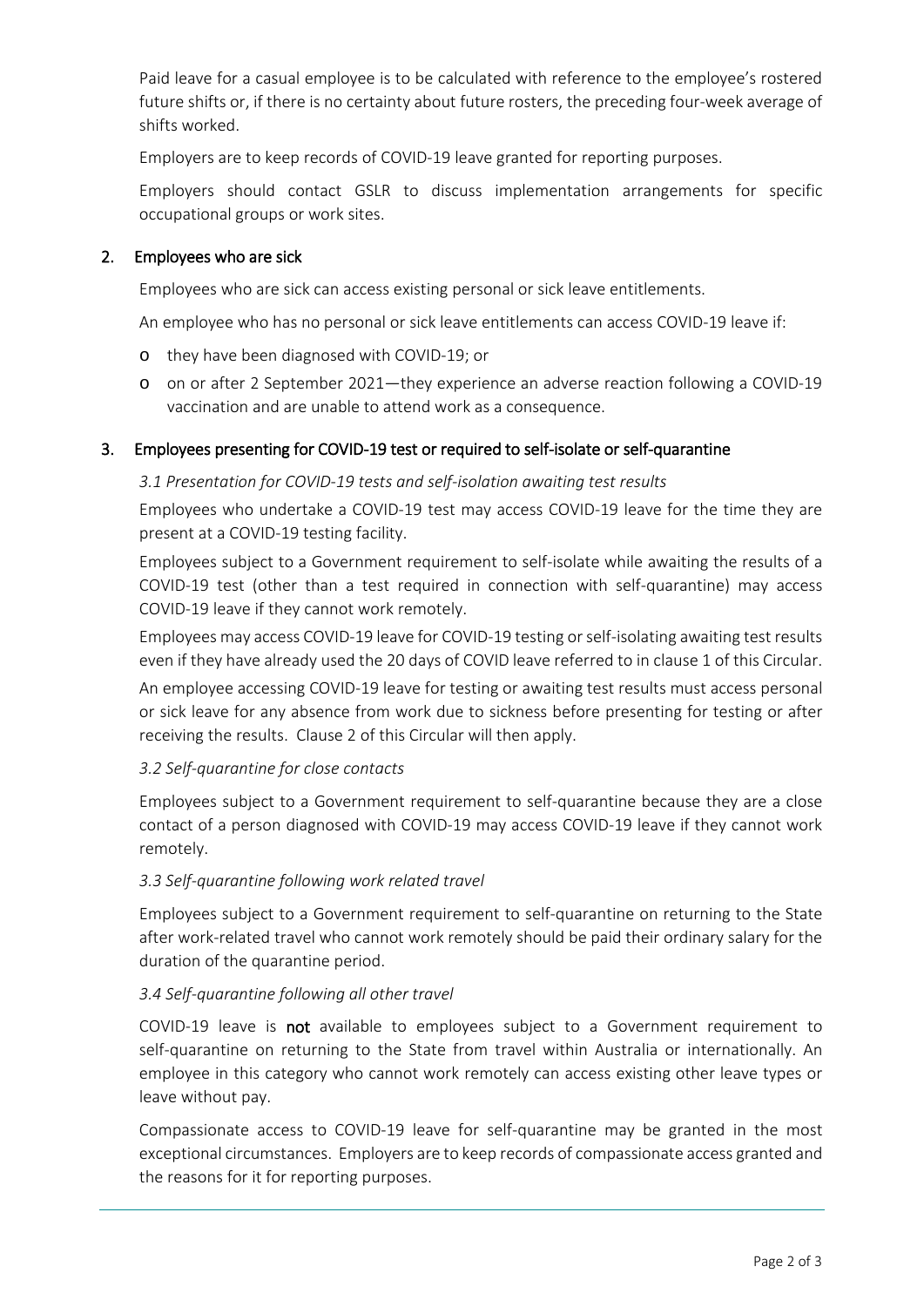Paid leave for a casual employee is to be calculated with reference to the employee's rostered future shifts or, if there is no certainty about future rosters, the preceding four-week average of shifts worked.

Employers are to keep records of COVID-19 leave granted for reporting purposes.

Employers should contact GSLR to discuss implementation arrangements for specific occupational groups or work sites.

## 2. Employees who are sick

Employees who are sick can access existing personal or sick leave entitlements.

An employee who has no personal or sick leave entitlements can access COVID-19 leave if:

- they have been diagnosed with COVID-19; or
- on or after 2 September 2021—they experience an adverse reaction following a COVID-19 vaccination and are unable to attend work as a consequence.

## 3. Employees presenting for COVID-19 test or required to self-isolate or self-quarantine

### *3.1 Presentation for COVID-19 tests and self-isolation awaiting test results*

Employees who undertake a COVID-19 test may access COVID-19 leave for the time they are present at a COVID-19 testing facility.

Employees subject to a Government requirement to self-isolate while awaiting the results of a COVID-19 test (other than a test required in connection with self-quarantine) may access COVID-19 leave if they cannot work remotely.

Employees may access COVID-19 leave for COVID-19 testing or self-isolating awaiting test results even if they have already used the 20 days of COVID leave referred to in clause 1 of this Circular.

An employee accessing COVID-19 leave for testing or awaiting test results must access personal or sick leave for any absence from work due to sickness before presenting for testing or after receiving the results. Clause 2 of this Circular will then apply.

### *3.2 Self-quarantine for close contacts*

Employees subject to a Government requirement to self-quarantine because they are a close contact of a person diagnosed with COVID-19 may access COVID-19 leave if they cannot work remotely.

### *3.3 Self-quarantine following work related travel*

Employees subject to a Government requirement to self-quarantine on returning to the State after work-related travel who cannot work remotely should be paid their ordinary salary for the duration of the quarantine period.

### *3.4 Self-quarantine following all other travel*

COVID-19 leave is **not** available to employees subject to a Government requirement to self-quarantine on returning to the State from travel within Australia or internationally. An employee in this category who cannot work remotely can access existing other leave types or leave without pay.

Compassionate access to COVID-19 leave for self-quarantine may be granted in the most exceptional circumstances. Employers are to keep records of compassionate access granted and the reasons for it for reporting purposes.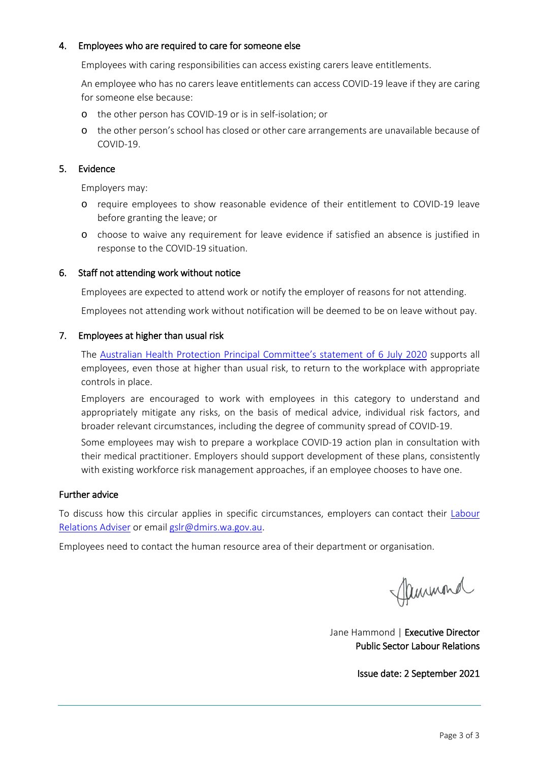## 4. Employees who are required to care for someone else

Employees with caring responsibilities can access existing carers leave entitlements.

An employee who has no carers leave entitlements can access COVID-19 leave if they are caring for someone else because:

- the other person has COVID-19 or is in self-isolation; or
- the other person's school has closed or other care arrangements are unavailable because of COVID-19.

## 5. Evidence

Employers may:

- require employees to show reasonable evidence of their entitlement to COVID-19 leave before granting the leave; or
- choose to waive any requirement for leave evidence if satisfied an absence is justified in response to the COVID-19 situation.

## 6. Staff not attending work without notice

Employees are expected to attend work or notify the employer of reasons for not attending.

Employees not attending work without notification will be deemed to be on leave without pay.

## 7. Employees at higher than usual risk

The [Australian Health Protection Principal Committee's statement of 6 July 2020](#) supports all employees, even those at higher than usual risk, to return to the workplace with appropriate controls in place.

Employers are encouraged to work with employees in this category to understand and appropriately mitigate any risks, on the basis of medical advice, individual risk factors, and broader relevant circumstances, including the degree of community spread of COVID-19.

Some employees may wish to prepare a workplace COVID-19 action plan in consultation with their medical practitioner. Employers should support development of these plans, consistently with existing workforce risk management approaches, if an employee chooses to have one.

## Further advice

To discuss how this circular applies in specific circumstances, employers can contact their [Labour Relations Adviser](#) or email gslr@dmirs.wa.gov.au.

Employees need to contact the human resource area of their department or organisation.

Jane Hammond | **Executive Director**
**Public Sector Labour Relations**

**Issue date: 2 September 2021**